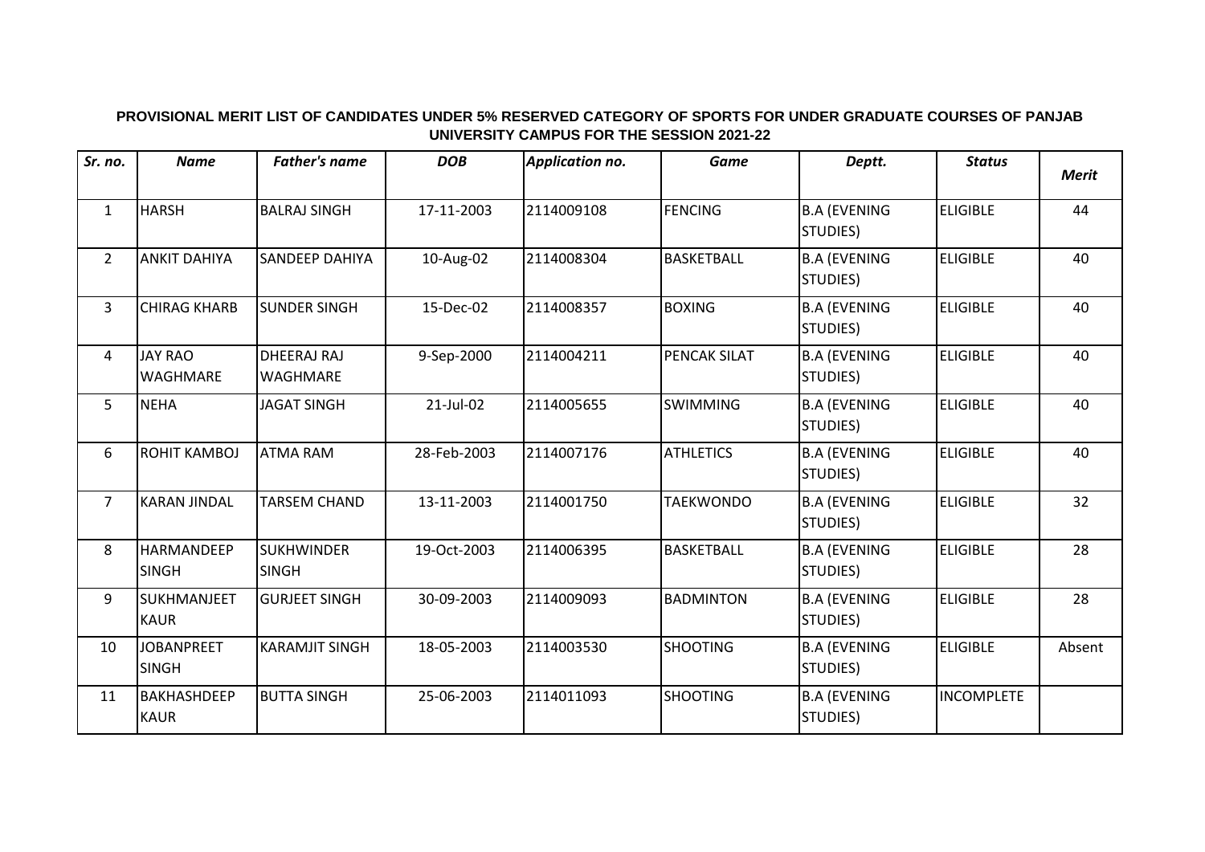**PROVISIONAL MERIT LIST OF CANDIDATES UNDER 5% RESERVED CATEGORY OF SPORTS FOR UNDER GRADUATE COURSES OF PANJAB UNIVERSITY CAMPUS FOR THE SESSION 2021-22**

| *Sr. no.* | *Name* | *Father's name* | *DOB* | *Application no.* | *Game* | *Deptt.* | *Status* | *Merit* |
|---|---|---|---|---|---|---|---|---|
| 1 | HARSH | BALRAJ SINGH | 17-11-2003 | 2114009108 | FENCING | B.A (EVENING STUDIES) | ELIGIBLE | 44 |
| 2 | ANKIT DAHIYA | SANDEEP DAHIYA | 10-Aug-02 | 2114008304 | BASKETBALL | B.A (EVENING STUDIES) | ELIGIBLE | 40 |
| 3 | CHIRAG KHARB | SUNDER SINGH | 15-Dec-02 | 2114008357 | BOXING | B.A (EVENING STUDIES) | ELIGIBLE | 40 |
| 4 | JAY RAO WAGHMARE | DHEERAJ RAJ WAGHMARE | 9-Sep-2000 | 2114004211 | PENCAK SILAT | B.A (EVENING STUDIES) | ELIGIBLE | 40 |
| 5 | NEHA | JAGAT SINGH | 21-Jul-02 | 2114005655 | SWIMMING | B.A (EVENING STUDIES) | ELIGIBLE | 40 |
| 6 | ROHIT KAMBOJ | ATMA RAM | 28-Feb-2003 | 2114007176 | ATHLETICS | B.A (EVENING STUDIES) | ELIGIBLE | 40 |
| 7 | KARAN JINDAL | TARSEM CHAND | 13-11-2003 | 2114001750 | TAEKWONDO | B.A (EVENING STUDIES) | ELIGIBLE | 32 |
| 8 | HARMANDEEP SINGH | SUKHWINDER SINGH | 19-Oct-2003 | 2114006395 | BASKETBALL | B.A (EVENING STUDIES) | ELIGIBLE | 28 |
| 9 | SUKHMANJEET KAUR | GURJEET SINGH | 30-09-2003 | 2114009093 | BADMINTON | B.A (EVENING STUDIES) | ELIGIBLE | 28 |
| 10 | JOBANPREET SINGH | KARAMJIT SINGH | 18-05-2003 | 2114003530 | SHOOTING | B.A (EVENING STUDIES) | ELIGIBLE | Absent |
| 11 | BAKHASHDEEP KAUR | BUTTA SINGH | 25-06-2003 | 2114011093 | SHOOTING | B.A (EVENING STUDIES) | INCOMPLETE | |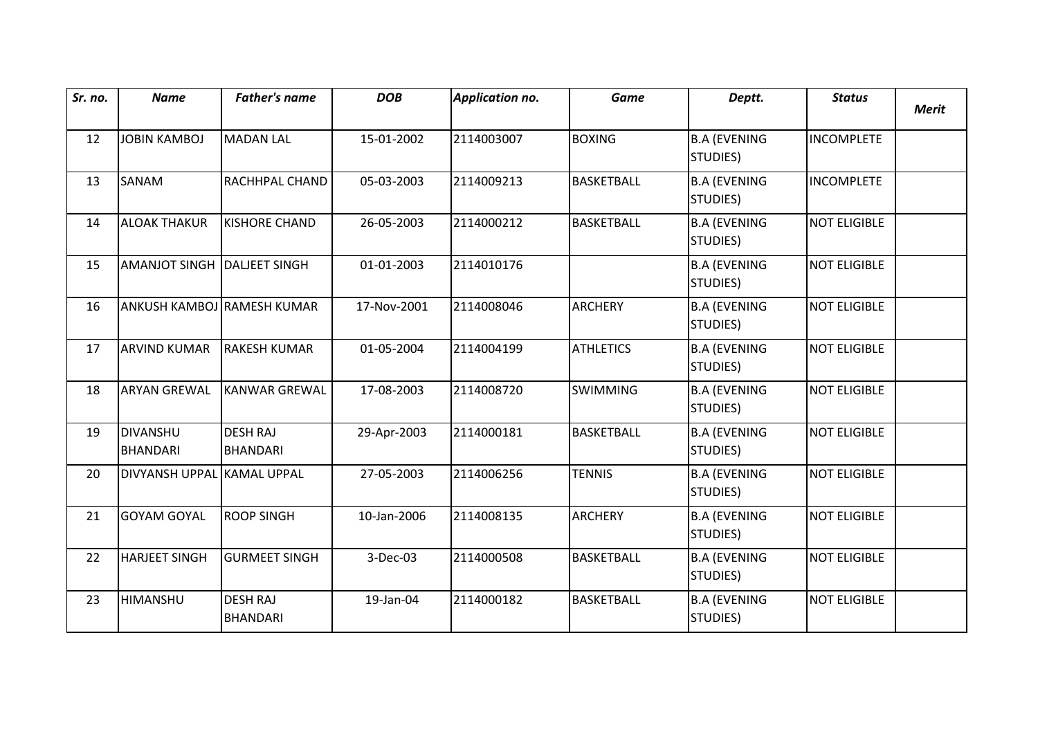| *Sr. no.* | *Name* | *Father's name* | *DOB* | *Application no.* | *Game* | *Deptt.* | *Status* | *Merit* |
|---|---|---|---|---|---|---|---|---|
| 12 | JOBIN KAMBOJ | MADAN LAL | 15-01-2002 | 2114003007 | BOXING | B.A (EVENING STUDIES) | INCOMPLETE | |
| 13 | SANAM | RACHHPAL CHAND | 05-03-2003 | 2114009213 | BASKETBALL | B.A (EVENING STUDIES) | INCOMPLETE | |
| 14 | ALOAK THAKUR | KISHORE CHAND | 26-05-2003 | 2114000212 | BASKETBALL | B.A (EVENING STUDIES) | NOT ELIGIBLE | |
| 15 | AMANJOT SINGH | DALJEET SINGH | 01-01-2003 | 2114010176 | | B.A (EVENING STUDIES) | NOT ELIGIBLE | |
| 16 | ANKUSH KAMBOJ | RAMESH KUMAR | 17-Nov-2001 | 2114008046 | ARCHERY | B.A (EVENING STUDIES) | NOT ELIGIBLE | |
| 17 | ARVIND KUMAR | RAKESH KUMAR | 01-05-2004 | 2114004199 | ATHLETICS | B.A (EVENING STUDIES) | NOT ELIGIBLE | |
| 18 | ARYAN GREWAL | KANWAR GREWAL | 17-08-2003 | 2114008720 | SWIMMING | B.A (EVENING STUDIES) | NOT ELIGIBLE | |
| 19 | DIVANSHU BHANDARI | DESH RAJ BHANDARI | 29-Apr-2003 | 2114000181 | BASKETBALL | B.A (EVENING STUDIES) | NOT ELIGIBLE | |
| 20 | DIVYANSH UPPAL | KAMAL UPPAL | 27-05-2003 | 2114006256 | TENNIS | B.A (EVENING STUDIES) | NOT ELIGIBLE | |
| 21 | GOYAM GOYAL | ROOP SINGH | 10-Jan-2006 | 2114008135 | ARCHERY | B.A (EVENING STUDIES) | NOT ELIGIBLE | |
| 22 | HARJEET SINGH | GURMEET SINGH | 3-Dec-03 | 2114000508 | BASKETBALL | B.A (EVENING STUDIES) | NOT ELIGIBLE | |
| 23 | HIMANSHU | DESH RAJ BHANDARI | 19-Jan-04 | 2114000182 | BASKETBALL | B.A (EVENING STUDIES) | NOT ELIGIBLE | |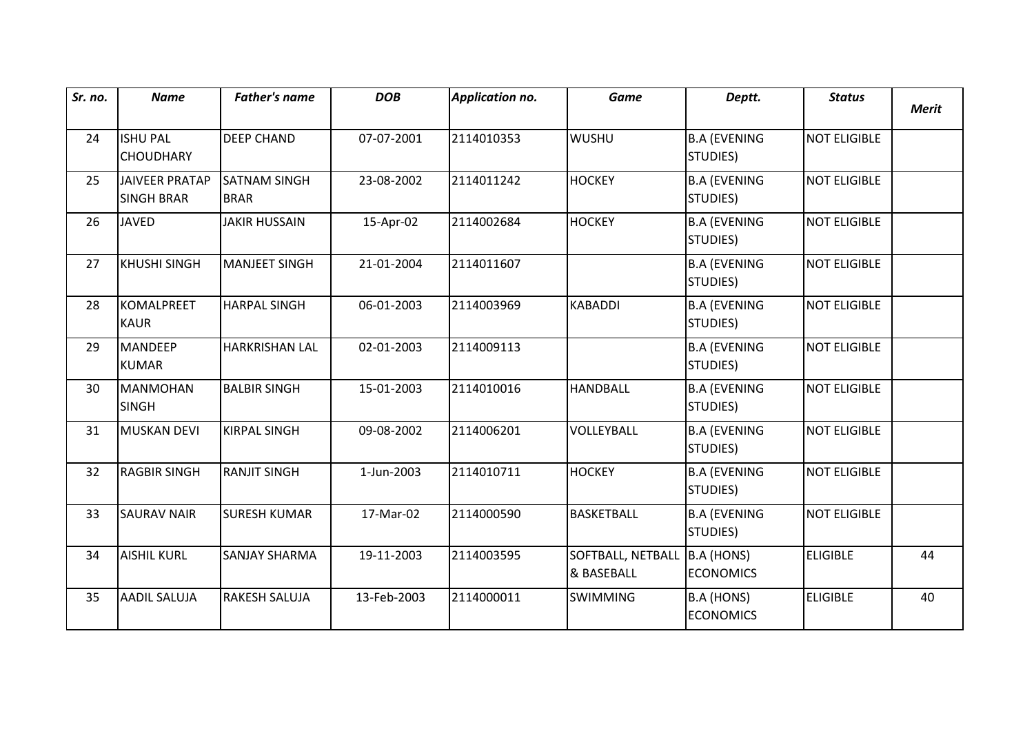| *Sr. no.* | *Name* | *Father's name* | *DOB* | *Application no.* | *Game* | *Deptt.* | *Status* | *Merit* |
|---|---|---|---|---|---|---|---|---|
| 24 | ISHU PAL CHOUDHARY | DEEP CHAND | 07-07-2001 | 2114010353 | WUSHU | B.A (EVENING STUDIES) | NOT ELIGIBLE | |
| 25 | JAIVEER PRATAP SINGH BRAR | SATNAM SINGH BRAR | 23-08-2002 | 2114011242 | HOCKEY | B.A (EVENING STUDIES) | NOT ELIGIBLE | |
| 26 | JAVED | JAKIR HUSSAIN | 15-Apr-02 | 2114002684 | HOCKEY | B.A (EVENING STUDIES) | NOT ELIGIBLE | |
| 27 | KHUSHI SINGH | MANJEET SINGH | 21-01-2004 | 2114011607 | | B.A (EVENING STUDIES) | NOT ELIGIBLE | |
| 28 | KOMALPREET KAUR | HARPAL SINGH | 06-01-2003 | 2114003969 | KABADDI | B.A (EVENING STUDIES) | NOT ELIGIBLE | |
| 29 | MANDEEP KUMAR | HARKRISHAN LAL | 02-01-2003 | 2114009113 | | B.A (EVENING STUDIES) | NOT ELIGIBLE | |
| 30 | MANMOHAN SINGH | BALBIR SINGH | 15-01-2003 | 2114010016 | HANDBALL | B.A (EVENING STUDIES) | NOT ELIGIBLE | |
| 31 | MUSKAN DEVI | KIRPAL SINGH | 09-08-2002 | 2114006201 | VOLLEYBALL | B.A (EVENING STUDIES) | NOT ELIGIBLE | |
| 32 | RAGBIR SINGH | RANJIT SINGH | 1-Jun-2003 | 2114010711 | HOCKEY | B.A (EVENING STUDIES) | NOT ELIGIBLE | |
| 33 | SAURAV NAIR | SURESH KUMAR | 17-Mar-02 | 2114000590 | BASKETBALL | B.A (EVENING STUDIES) | NOT ELIGIBLE | |
| 34 | AISHIL KURL | SANJAY SHARMA | 19-11-2003 | 2114003595 | SOFTBALL, NETBALL & BASEBALL | B.A (HONS) ECONOMICS | ELIGIBLE | 44 |
| 35 | AADIL SALUJA | RAKESH SALUJA | 13-Feb-2003 | 2114000011 | SWIMMING | B.A (HONS) ECONOMICS | ELIGIBLE | 40 |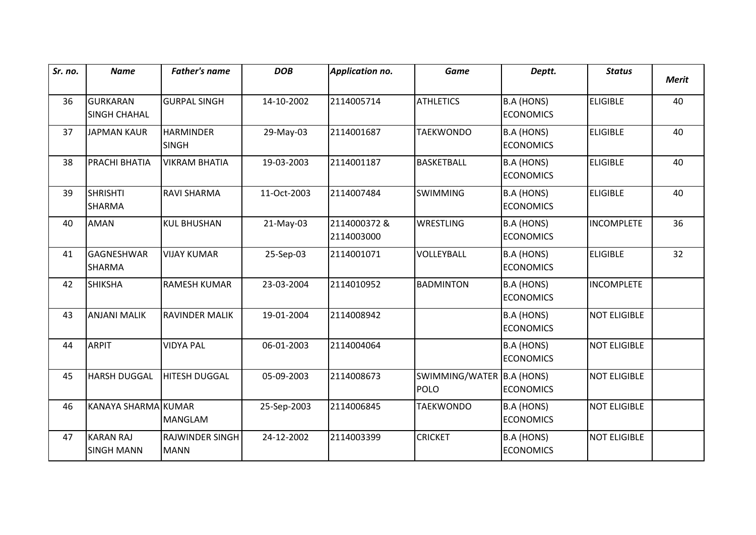| *Sr. no.* | *Name* | *Father's name* | *DOB* | *Application no.* | *Game* | *Deptt.* | *Status* | *Merit* |
|---|---|---|---|---|---|---|---|---|
| 36 | GURKARAN SINGH CHAHAL | GURPAL SINGH | 14-10-2002 | 2114005714 | ATHLETICS | B.A (HONS) ECONOMICS | ELIGIBLE | 40 |
| 37 | JAPMAN KAUR | HARMINDER SINGH | 29-May-03 | 2114001687 | TAEKWONDO | B.A (HONS) ECONOMICS | ELIGIBLE | 40 |
| 38 | PRACHI BHATIA | VIKRAM BHATIA | 19-03-2003 | 2114001187 | BASKETBALL | B.A (HONS) ECONOMICS | ELIGIBLE | 40 |
| 39 | SHRISHTI SHARMA | RAVI SHARMA | 11-Oct-2003 | 2114007484 | SWIMMING | B.A (HONS) ECONOMICS | ELIGIBLE | 40 |
| 40 | AMAN | KUL BHUSHAN | 21-May-03 | 2114000372 & 2114003000 | WRESTLING | B.A (HONS) ECONOMICS | INCOMPLETE | 36 |
| 41 | GAGNESHWAR SHARMA | VIJAY KUMAR | 25-Sep-03 | 2114001071 | VOLLEYBALL | B.A (HONS) ECONOMICS | ELIGIBLE | 32 |
| 42 | SHIKSHA | RAMESH KUMAR | 23-03-2004 | 2114010952 | BADMINTON | B.A (HONS) ECONOMICS | INCOMPLETE | |
| 43 | ANJANI MALIK | RAVINDER MALIK | 19-01-2004 | 2114008942 | | B.A (HONS) ECONOMICS | NOT ELIGIBLE | |
| 44 | ARPIT | VIDYA PAL | 06-01-2003 | 2114004064 | | B.A (HONS) ECONOMICS | NOT ELIGIBLE | |
| 45 | HARSH DUGGAL | HITESH DUGGAL | 05-09-2003 | 2114008673 | SWIMMING/WATER POLO | B.A (HONS) ECONOMICS | NOT ELIGIBLE | |
| 46 | KANAYA SHARMA | KUMAR MANGLAM | 25-Sep-2003 | 2114006845 | TAEKWONDO | B.A (HONS) ECONOMICS | NOT ELIGIBLE | |
| 47 | KARAN RAJ SINGH MANN | RAJWINDER SINGH MANN | 24-12-2002 | 2114003399 | CRICKET | B.A (HONS) ECONOMICS | NOT ELIGIBLE | |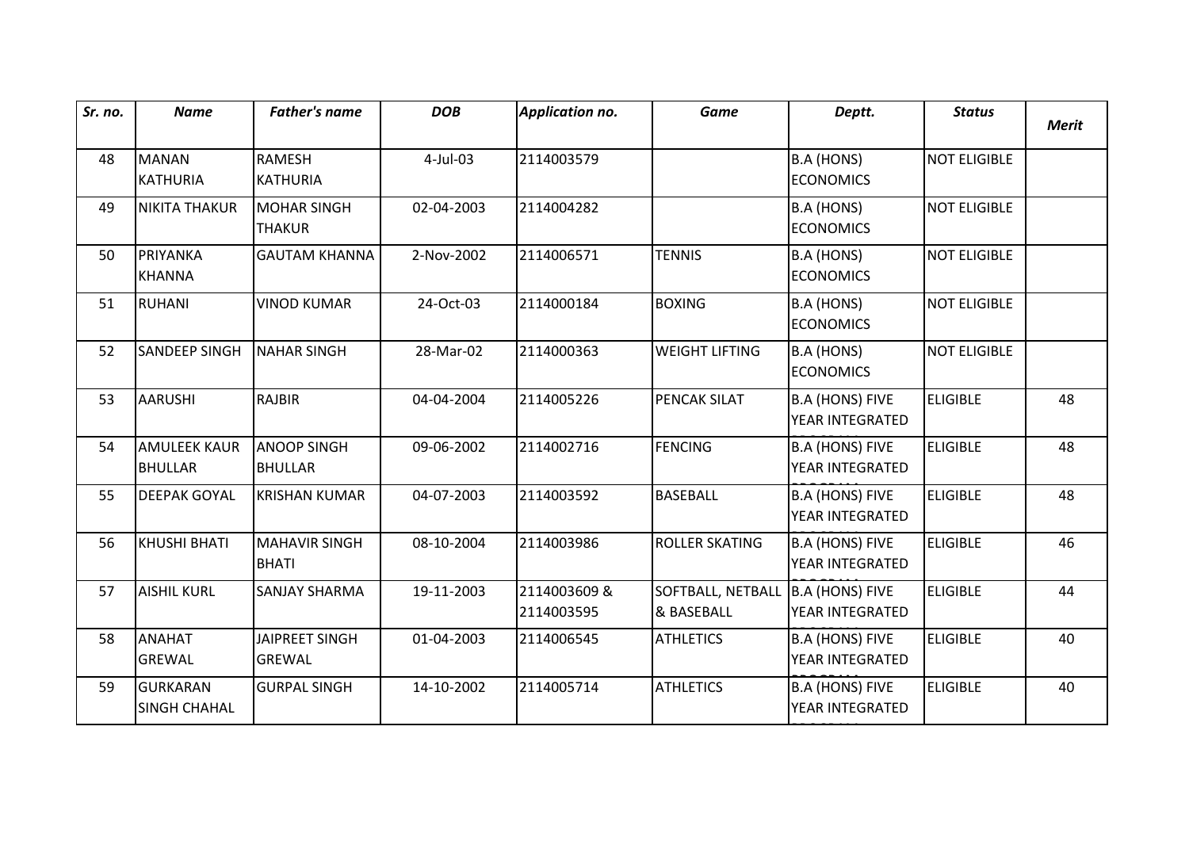| *Sr. no.* | *Name* | *Father's name* | *DOB* | *Application no.* | *Game* | *Deptt.* | *Status* | *Merit* |
|---|---|---|---|---|---|---|---|---|
| 48 | MANAN KATHURIA | RAMESH KATHURIA | 4-Jul-03 | 2114003579 | | B.A (HONS) ECONOMICS | NOT ELIGIBLE | |
| 49 | NIKITA THAKUR | MOHAR SINGH THAKUR | 02-04-2003 | 2114004282 | | B.A (HONS) ECONOMICS | NOT ELIGIBLE | |
| 50 | PRIYANKA KHANNA | GAUTAM KHANNA | 2-Nov-2002 | 2114006571 | TENNIS | B.A (HONS) ECONOMICS | NOT ELIGIBLE | |
| 51 | RUHANI | VINOD KUMAR | 24-Oct-03 | 2114000184 | BOXING | B.A (HONS) ECONOMICS | NOT ELIGIBLE | |
| 52 | SANDEEP SINGH | NAHAR SINGH | 28-Mar-02 | 2114000363 | WEIGHT LIFTING | B.A (HONS) ECONOMICS | NOT ELIGIBLE | |
| 53 | AARUSHI | RAJBIR | 04-04-2004 | 2114005226 | PENCAK SILAT | B.A (HONS) FIVE YEAR INTEGRATED | ELIGIBLE | 48 |
| 54 | AMULEEK KAUR BHULLAR | ANOOP SINGH BHULLAR | 09-06-2002 | 2114002716 | FENCING | B.A (HONS) FIVE YEAR INTEGRATED | ELIGIBLE | 48 |
| 55 | DEEPAK GOYAL | KRISHAN KUMAR | 04-07-2003 | 2114003592 | BASEBALL | B.A (HONS) FIVE YEAR INTEGRATED | ELIGIBLE | 48 |
| 56 | KHUSHI BHATI | MAHAVIR SINGH BHATI | 08-10-2004 | 2114003986 | ROLLER SKATING | B.A (HONS) FIVE YEAR INTEGRATED | ELIGIBLE | 46 |
| 57 | AISHIL KURL | SANJAY SHARMA | 19-11-2003 | 2114003609 & 2114003595 | SOFTBALL, NETBALL & BASEBALL | B.A (HONS) FIVE YEAR INTEGRATED | ELIGIBLE | 44 |
| 58 | ANAHAT GREWAL | JAIPREET SINGH GREWAL | 01-04-2003 | 2114006545 | ATHLETICS | B.A (HONS) FIVE YEAR INTEGRATED | ELIGIBLE | 40 |
| 59 | GURKARAN SINGH CHAHAL | GURPAL SINGH | 14-10-2002 | 2114005714 | ATHLETICS | B.A (HONS) FIVE YEAR INTEGRATED | ELIGIBLE | 40 |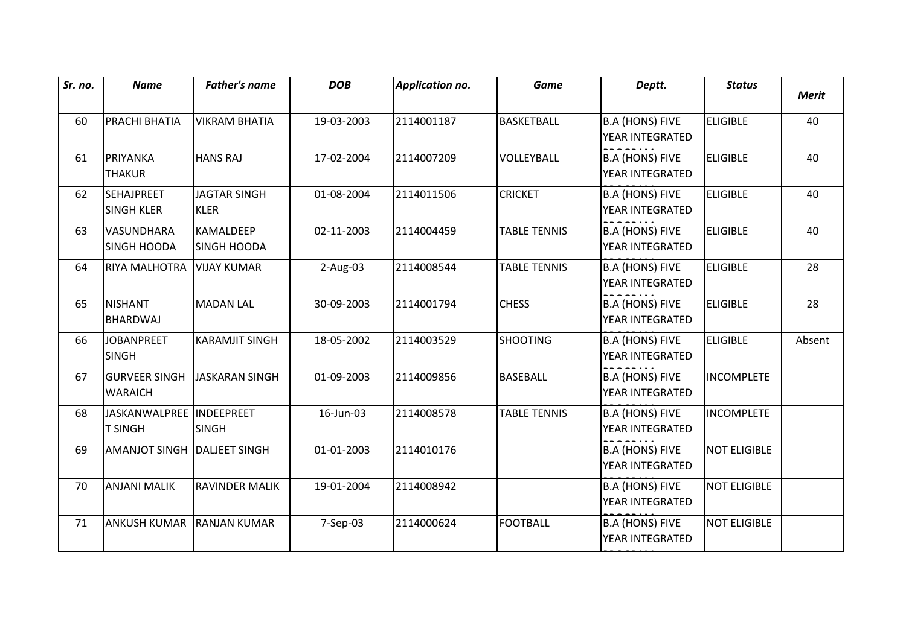| *Sr. no.* | *Name* | *Father's name* | *DOB* | *Application no.* | *Game* | *Deptt.* | *Status* | *Merit* |
|---|---|---|---|---|---|---|---|---|
| 60 | PRACHI BHATIA | VIKRAM BHATIA | 19-03-2003 | 2114001187 | BASKETBALL | B.A (HONS) FIVE YEAR INTEGRATED PROGRAM | ELIGIBLE | 40 |
| 61 | PRIYANKA THAKUR | HANS RAJ | 17-02-2004 | 2114007209 | VOLLEYBALL | B.A (HONS) FIVE YEAR INTEGRATED PROGRAM | ELIGIBLE | 40 |
| 62 | SEHAJPREET SINGH KLER | JAGTAR SINGH KLER | 01-08-2004 | 2114011506 | CRICKET | B.A (HONS) FIVE YEAR INTEGRATED PROGRAM | ELIGIBLE | 40 |
| 63 | VASUNDHARA SINGH HOODA | KAMALDEEP SINGH HOODA | 02-11-2003 | 2114004459 | TABLE TENNIS | B.A (HONS) FIVE YEAR INTEGRATED PROGRAM | ELIGIBLE | 40 |
| 64 | RIYA MALHOTRA | VIJAY KUMAR | 2-Aug-03 | 2114008544 | TABLE TENNIS | B.A (HONS) FIVE YEAR INTEGRATED PROGRAM | ELIGIBLE | 28 |
| 65 | NISHANT BHARDWAJ | MADAN LAL | 30-09-2003 | 2114001794 | CHESS | B.A (HONS) FIVE YEAR INTEGRATED PROGRAM | ELIGIBLE | 28 |
| 66 | JOBANPREET SINGH | KARAMJIT SINGH | 18-05-2002 | 2114003529 | SHOOTING | B.A (HONS) FIVE YEAR INTEGRATED PROGRAM | ELIGIBLE | Absent |
| 67 | GURVEER SINGH WARAICH | JASKARAN SINGH | 01-09-2003 | 2114009856 | BASEBALL | B.A (HONS) FIVE YEAR INTEGRATED PROGRAM | INCOMPLETE | |
| 68 | JASKANWALPREET SINGH | INDEEPREET SINGH | 16-Jun-03 | 2114008578 | TABLE TENNIS | B.A (HONS) FIVE YEAR INTEGRATED PROGRAM | INCOMPLETE | |
| 69 | AMANJOT SINGH | DALJEET SINGH | 01-01-2003 | 2114010176 | | B.A (HONS) FIVE YEAR INTEGRATED PROGRAM | NOT ELIGIBLE | |
| 70 | ANJANI MALIK | RAVINDER MALIK | 19-01-2004 | 2114008942 | | B.A (HONS) FIVE YEAR INTEGRATED PROGRAM | NOT ELIGIBLE | |
| 71 | ANKUSH KUMAR | RANJAN KUMAR | 7-Sep-03 | 2114000624 | FOOTBALL | B.A (HONS) FIVE YEAR INTEGRATED PROGRAM | NOT ELIGIBLE | |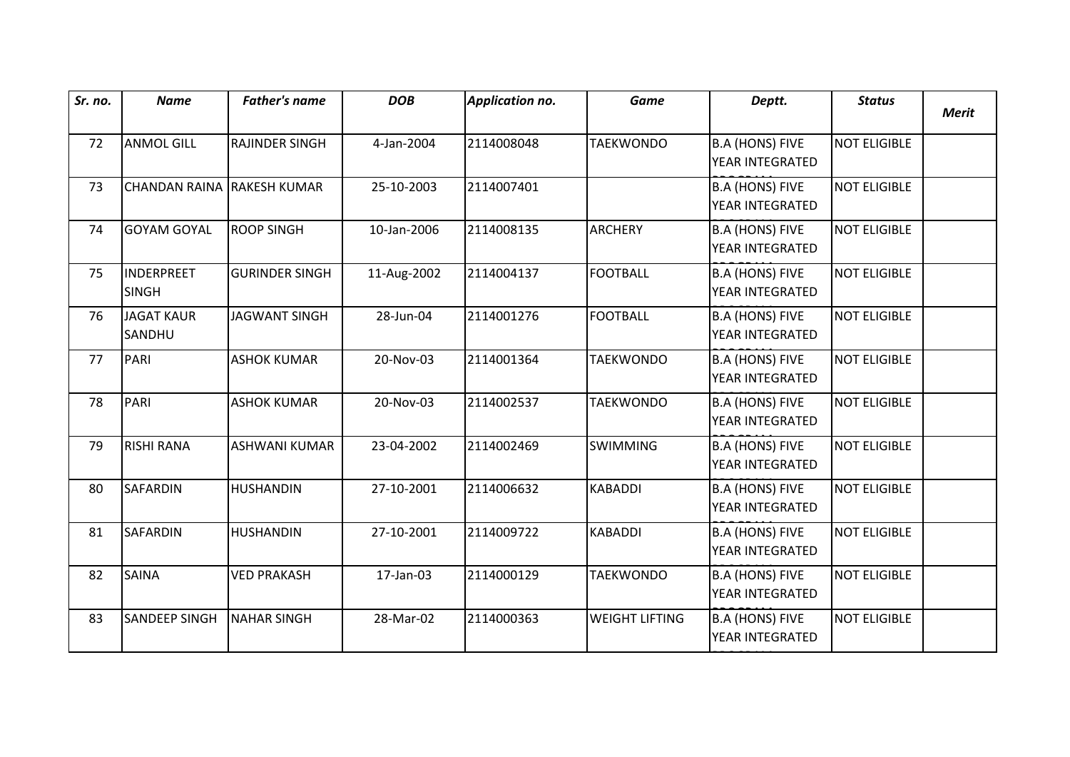| *Sr. no.* | *Name* | *Father's name* | *DOB* | *Application no.* | *Game* | *Deptt.* | *Status* | *Merit* |
|---|---|---|---|---|---|---|---|---|
| 72 | ANMOL GILL | RAJINDER SINGH | 4-Jan-2004 | 2114008048 | TAEKWONDO | B.A (HONS) FIVE YEAR INTEGRATED | NOT ELIGIBLE | |
| 73 | CHANDAN RAINA | RAKESH KUMAR | 25-10-2003 | 2114007401 | | B.A (HONS) FIVE YEAR INTEGRATED | NOT ELIGIBLE | |
| 74 | GOYAM GOYAL | ROOP SINGH | 10-Jan-2006 | 2114008135 | ARCHERY | B.A (HONS) FIVE YEAR INTEGRATED | NOT ELIGIBLE | |
| 75 | INDERPREET SINGH | GURINDER SINGH | 11-Aug-2002 | 2114004137 | FOOTBALL | B.A (HONS) FIVE YEAR INTEGRATED | NOT ELIGIBLE | |
| 76 | JAGAT KAUR SANDHU | JAGWANT SINGH | 28-Jun-04 | 2114001276 | FOOTBALL | B.A (HONS) FIVE YEAR INTEGRATED | NOT ELIGIBLE | |
| 77 | PARI | ASHOK KUMAR | 20-Nov-03 | 2114001364 | TAEKWONDO | B.A (HONS) FIVE YEAR INTEGRATED | NOT ELIGIBLE | |
| 78 | PARI | ASHOK KUMAR | 20-Nov-03 | 2114002537 | TAEKWONDO | B.A (HONS) FIVE YEAR INTEGRATED | NOT ELIGIBLE | |
| 79 | RISHI RANA | ASHWANI KUMAR | 23-04-2002 | 2114002469 | SWIMMING | B.A (HONS) FIVE YEAR INTEGRATED | NOT ELIGIBLE | |
| 80 | SAFARDIN | HUSHANDIN | 27-10-2001 | 2114006632 | KABADDI | B.A (HONS) FIVE YEAR INTEGRATED | NOT ELIGIBLE | |
| 81 | SAFARDIN | HUSHANDIN | 27-10-2001 | 2114009722 | KABADDI | B.A (HONS) FIVE YEAR INTEGRATED | NOT ELIGIBLE | |
| 82 | SAINA | VED PRAKASH | 17-Jan-03 | 2114000129 | TAEKWONDO | B.A (HONS) FIVE YEAR INTEGRATED | NOT ELIGIBLE | |
| 83 | SANDEEP SINGH | NAHAR SINGH | 28-Mar-02 | 2114000363 | WEIGHT LIFTING | B.A (HONS) FIVE YEAR INTEGRATED | NOT ELIGIBLE | |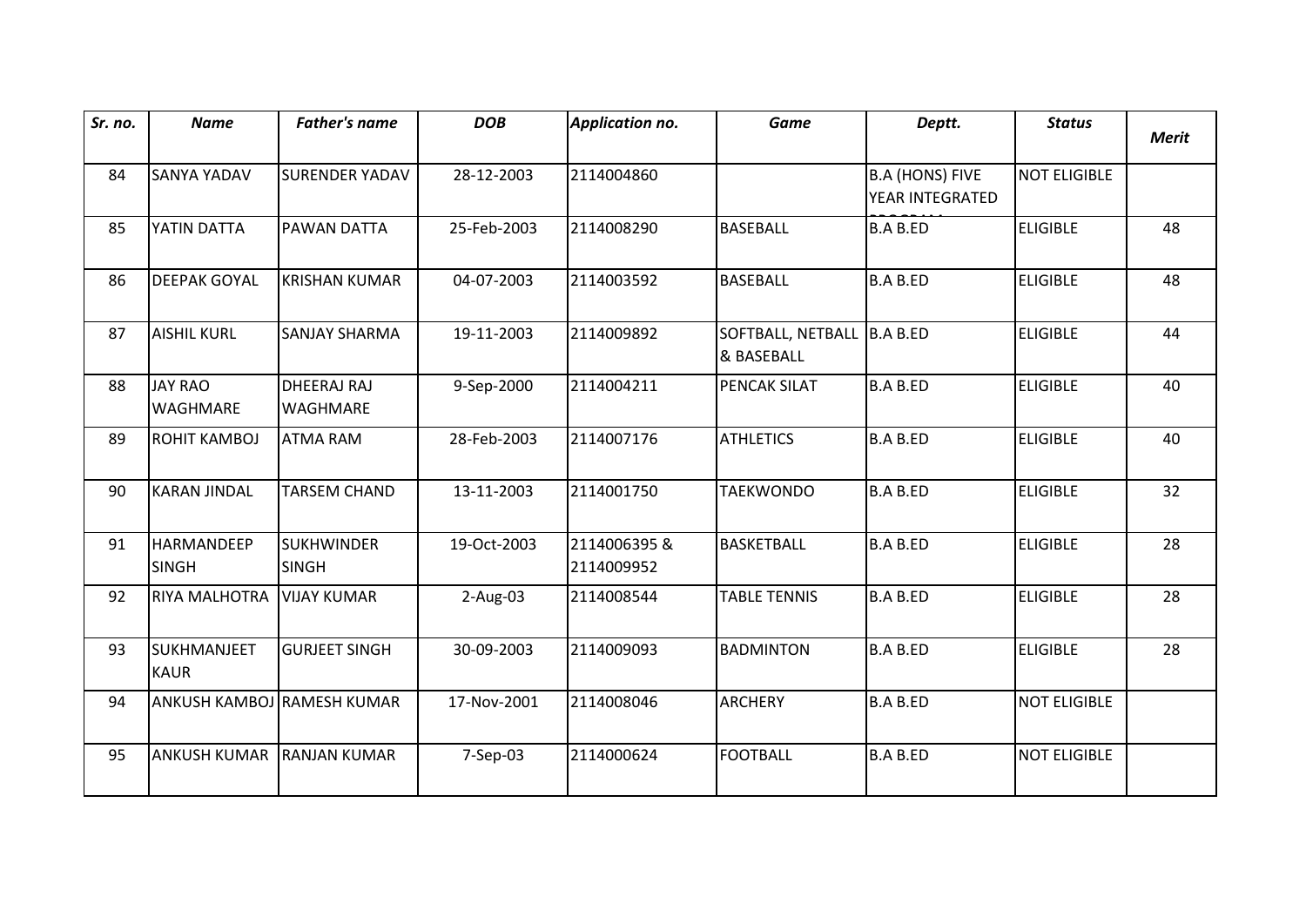| *Sr. no.* | *Name* | *Father's name* | *DOB* | *Application no.* | *Game* | *Deptt.* | *Status* | *Merit* |
|---|---|---|---|---|---|---|---|---|
| 84 | SANYA YADAV | SURENDER YADAV | 28-12-2003 | 2114004860 | | B.A (HONS) FIVE YEAR INTEGRATED PROGRAM | NOT ELIGIBLE | |
| 85 | YATIN DATTA | PAWAN DATTA | 25-Feb-2003 | 2114008290 | BASEBALL | B.A B.ED | ELIGIBLE | 48 |
| 86 | DEEPAK GOYAL | KRISHAN KUMAR | 04-07-2003 | 2114003592 | BASEBALL | B.A B.ED | ELIGIBLE | 48 |
| 87 | AISHIL KURL | SANJAY SHARMA | 19-11-2003 | 2114009892 | SOFTBALL, NETBALL & BASEBALL | B.A B.ED | ELIGIBLE | 44 |
| 88 | JAY RAO WAGHMARE | DHEERAJ RAJ WAGHMARE | 9-Sep-2000 | 2114004211 | PENCAK SILAT | B.A B.ED | ELIGIBLE | 40 |
| 89 | ROHIT KAMBOJ | ATMA RAM | 28-Feb-2003 | 2114007176 | ATHLETICS | B.A B.ED | ELIGIBLE | 40 |
| 90 | KARAN JINDAL | TARSEM CHAND | 13-11-2003 | 2114001750 | TAEKWONDO | B.A B.ED | ELIGIBLE | 32 |
| 91 | HARMANDEEP SINGH | SUKHWINDER SINGH | 19-Oct-2003 | 2114006395 & 2114009952 | BASKETBALL | B.A B.ED | ELIGIBLE | 28 |
| 92 | RIYA MALHOTRA | VIJAY KUMAR | 2-Aug-03 | 2114008544 | TABLE TENNIS | B.A B.ED | ELIGIBLE | 28 |
| 93 | SUKHMANJEET KAUR | GURJEET SINGH | 30-09-2003 | 2114009093 | BADMINTON | B.A B.ED | ELIGIBLE | 28 |
| 94 | ANKUSH KAMBOJ | RAMESH KUMAR | 17-Nov-2001 | 2114008046 | ARCHERY | B.A B.ED | NOT ELIGIBLE | |
| 95 | ANKUSH KUMAR | RANJAN KUMAR | 7-Sep-03 | 2114000624 | FOOTBALL | B.A B.ED | NOT ELIGIBLE | |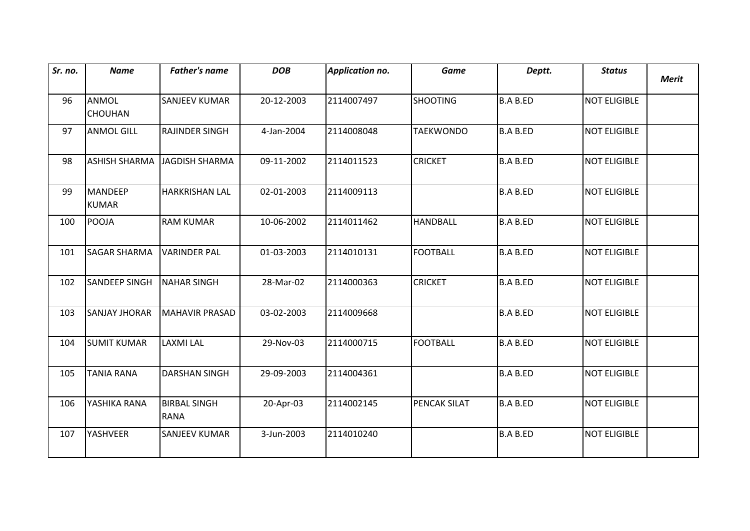| *Sr. no.* | *Name* | *Father's name* | *DOB* | *Application no.* | *Game* | *Deptt.* | *Status* | *Merit* |
|---|---|---|---|---|---|---|---|---|
| 96 | ANMOL CHOUHAN | SANJEEV KUMAR | 20-12-2003 | 2114007497 | SHOOTING | B.A B.ED | NOT ELIGIBLE | |
| 97 | ANMOL GILL | RAJINDER SINGH | 4-Jan-2004 | 2114008048 | TAEKWONDO | B.A B.ED | NOT ELIGIBLE | |
| 98 | ASHISH SHARMA | JAGDISH SHARMA | 09-11-2002 | 2114011523 | CRICKET | B.A B.ED | NOT ELIGIBLE | |
| 99 | MANDEEP KUMAR | HARKRISHAN LAL | 02-01-2003 | 2114009113 | | B.A B.ED | NOT ELIGIBLE | |
| 100 | POOJA | RAM KUMAR | 10-06-2002 | 2114011462 | HANDBALL | B.A B.ED | NOT ELIGIBLE | |
| 101 | SAGAR SHARMA | VARINDER PAL | 01-03-2003 | 2114010131 | FOOTBALL | B.A B.ED | NOT ELIGIBLE | |
| 102 | SANDEEP SINGH | NAHAR SINGH | 28-Mar-02 | 2114000363 | CRICKET | B.A B.ED | NOT ELIGIBLE | |
| 103 | SANJAY JHORAR | MAHAVIR PRASAD | 03-02-2003 | 2114009668 | | B.A B.ED | NOT ELIGIBLE | |
| 104 | SUMIT KUMAR | LAXMI LAL | 29-Nov-03 | 2114000715 | FOOTBALL | B.A B.ED | NOT ELIGIBLE | |
| 105 | TANIA RANA | DARSHAN SINGH | 29-09-2003 | 2114004361 | | B.A B.ED | NOT ELIGIBLE | |
| 106 | YASHIKA RANA | BIRBAL SINGH RANA | 20-Apr-03 | 2114002145 | PENCAK SILAT | B.A B.ED | NOT ELIGIBLE | |
| 107 | YASHVEER | SANJEEV KUMAR | 3-Jun-2003 | 2114010240 | | B.A B.ED | NOT ELIGIBLE | |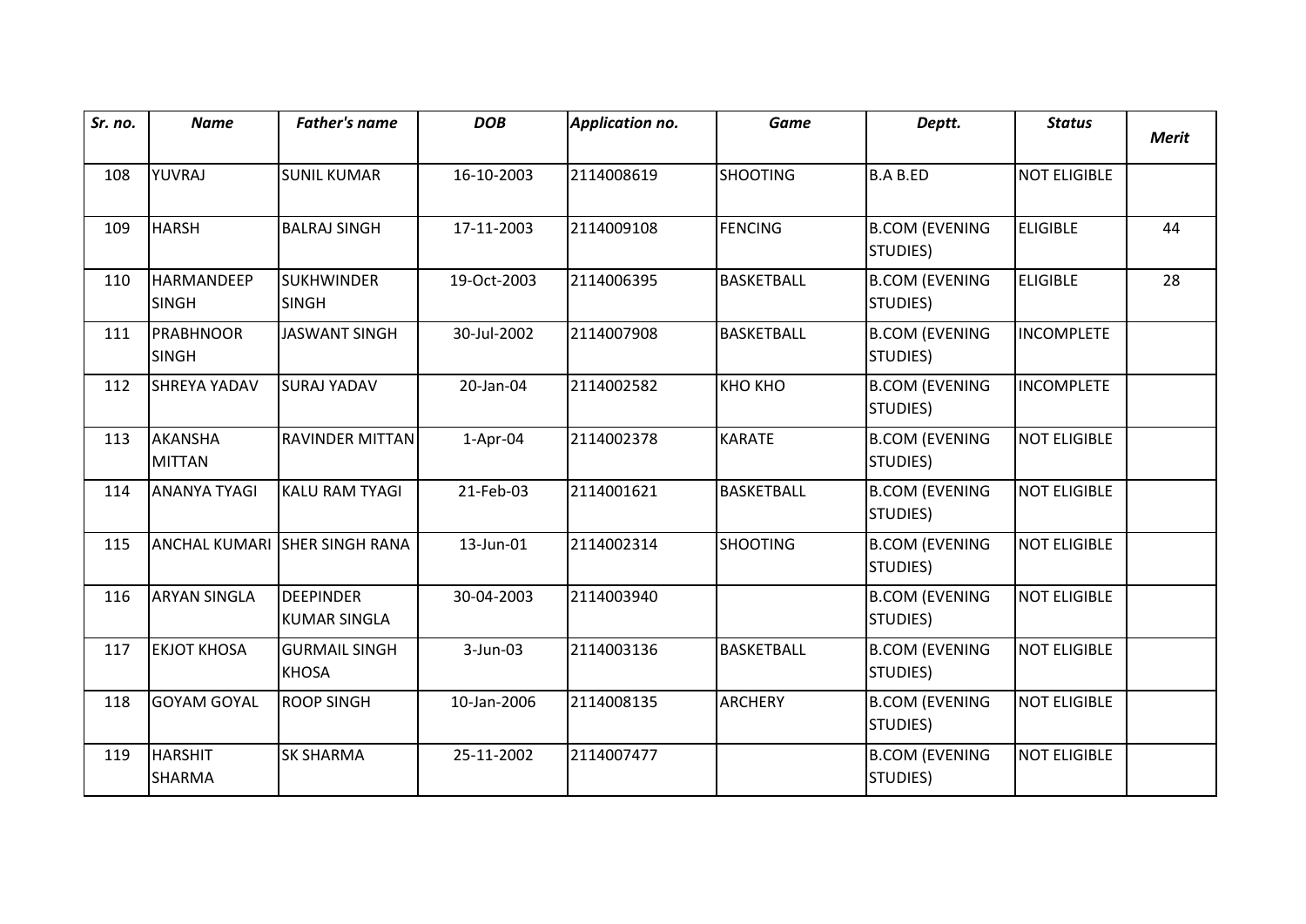| *Sr. no.* | *Name* | *Father's name* | *DOB* | *Application no.* | *Game* | *Deptt.* | *Status* | *Merit* |
|---|---|---|---|---|---|---|---|---|
| 108 | YUVRAJ | SUNIL KUMAR | 16-10-2003 | 2114008619 | SHOOTING | B.A B.ED | NOT ELIGIBLE | |
| 109 | HARSH | BALRAJ SINGH | 17-11-2003 | 2114009108 | FENCING | B.COM (EVENING STUDIES) | ELIGIBLE | 44 |
| 110 | HARMANDEEP SINGH | SUKHWINDER SINGH | 19-Oct-2003 | 2114006395 | BASKETBALL | B.COM (EVENING STUDIES) | ELIGIBLE | 28 |
| 111 | PRABHNOOR SINGH | JASWANT SINGH | 30-Jul-2002 | 2114007908 | BASKETBALL | B.COM (EVENING STUDIES) | INCOMPLETE | |
| 112 | SHREYA YADAV | SURAJ YADAV | 20-Jan-04 | 2114002582 | KHO KHO | B.COM (EVENING STUDIES) | INCOMPLETE | |
| 113 | AKANSHA MITTAN | RAVINDER MITTAN | 1-Apr-04 | 2114002378 | KARATE | B.COM (EVENING STUDIES) | NOT ELIGIBLE | |
| 114 | ANANYA TYAGI | KALU RAM TYAGI | 21-Feb-03 | 2114001621 | BASKETBALL | B.COM (EVENING STUDIES) | NOT ELIGIBLE | |
| 115 | ANCHAL KUMARI | SHER SINGH RANA | 13-Jun-01 | 2114002314 | SHOOTING | B.COM (EVENING STUDIES) | NOT ELIGIBLE | |
| 116 | ARYAN SINGLA | DEEPINDER KUMAR SINGLA | 30-04-2003 | 2114003940 | | B.COM (EVENING STUDIES) | NOT ELIGIBLE | |
| 117 | EKJOT KHOSA | GURMAIL SINGH KHOSA | 3-Jun-03 | 2114003136 | BASKETBALL | B.COM (EVENING STUDIES) | NOT ELIGIBLE | |
| 118 | GOYAM GOYAL | ROOP SINGH | 10-Jan-2006 | 2114008135 | ARCHERY | B.COM (EVENING STUDIES) | NOT ELIGIBLE | |
| 119 | HARSHIT SHARMA | SK SHARMA | 25-11-2002 | 2114007477 | | B.COM (EVENING STUDIES) | NOT ELIGIBLE | |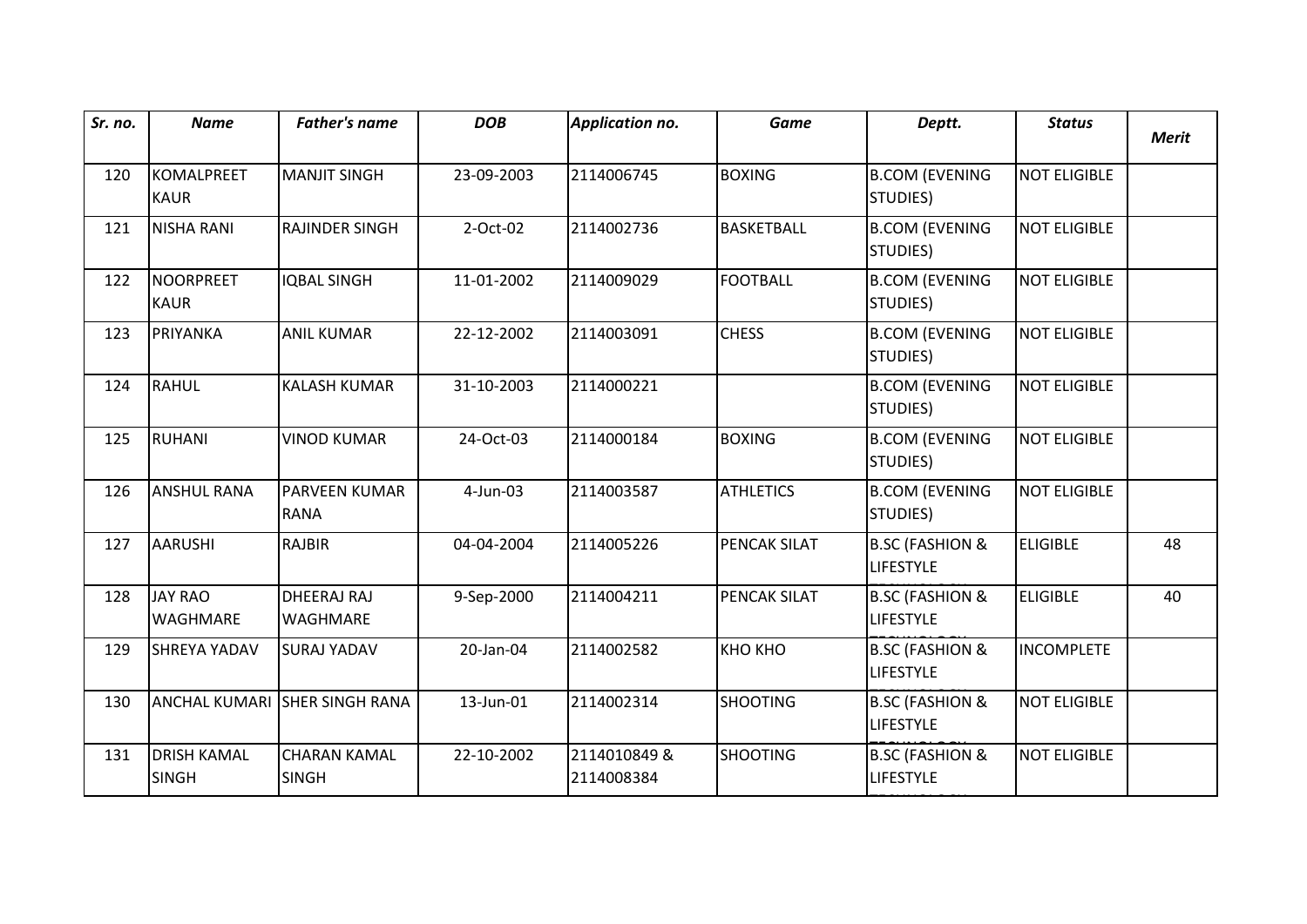| *Sr. no.* | *Name* | *Father's name* | *DOB* | *Application no.* | *Game* | *Deptt.* | *Status* | *Merit* |
|---|---|---|---|---|---|---|---|---|
| 120 | KOMALPREET KAUR | MANJIT SINGH | 23-09-2003 | 2114006745 | BOXING | B.COM (EVENING STUDIES) | NOT ELIGIBLE | |
| 121 | NISHA RANI | RAJINDER SINGH | 2-Oct-02 | 2114002736 | BASKETBALL | B.COM (EVENING STUDIES) | NOT ELIGIBLE | |
| 122 | NOORPREET KAUR | IQBAL SINGH | 11-01-2002 | 2114009029 | FOOTBALL | B.COM (EVENING STUDIES) | NOT ELIGIBLE | |
| 123 | PRIYANKA | ANIL KUMAR | 22-12-2002 | 2114003091 | CHESS | B.COM (EVENING STUDIES) | NOT ELIGIBLE | |
| 124 | RAHUL | KALASH KUMAR | 31-10-2003 | 2114000221 | | B.COM (EVENING STUDIES) | NOT ELIGIBLE | |
| 125 | RUHANI | VINOD KUMAR | 24-Oct-03 | 2114000184 | BOXING | B.COM (EVENING STUDIES) | NOT ELIGIBLE | |
| 126 | ANSHUL RANA | PARVEEN KUMAR RANA | 4-Jun-03 | 2114003587 | ATHLETICS | B.COM (EVENING STUDIES) | NOT ELIGIBLE | |
| 127 | AARUSHI | RAJBIR | 04-04-2004 | 2114005226 | PENCAK SILAT | B.SC (FASHION & LIFESTYLE TECHNOLOGY | ELIGIBLE | 48 |
| 128 | JAY RAO WAGHMARE | DHEERAJ RAJ WAGHMARE | 9-Sep-2000 | 2114004211 | PENCAK SILAT | B.SC (FASHION & LIFESTYLE TECHNOLOGY | ELIGIBLE | 40 |
| 129 | SHREYA YADAV | SURAJ YADAV | 20-Jan-04 | 2114002582 | KHO KHO | B.SC (FASHION & LIFESTYLE TECHNOLOGY | INCOMPLETE | |
| 130 | ANCHAL KUMARI | SHER SINGH RANA | 13-Jun-01 | 2114002314 | SHOOTING | B.SC (FASHION & LIFESTYLE TECHNOLOGY | NOT ELIGIBLE | |
| 131 | DRISH KAMAL SINGH | CHARAN KAMAL SINGH | 22-10-2002 | 2114010849 & 2114008384 | SHOOTING | B.SC (FASHION & LIFESTYLE TECHNOLOGY | NOT ELIGIBLE | |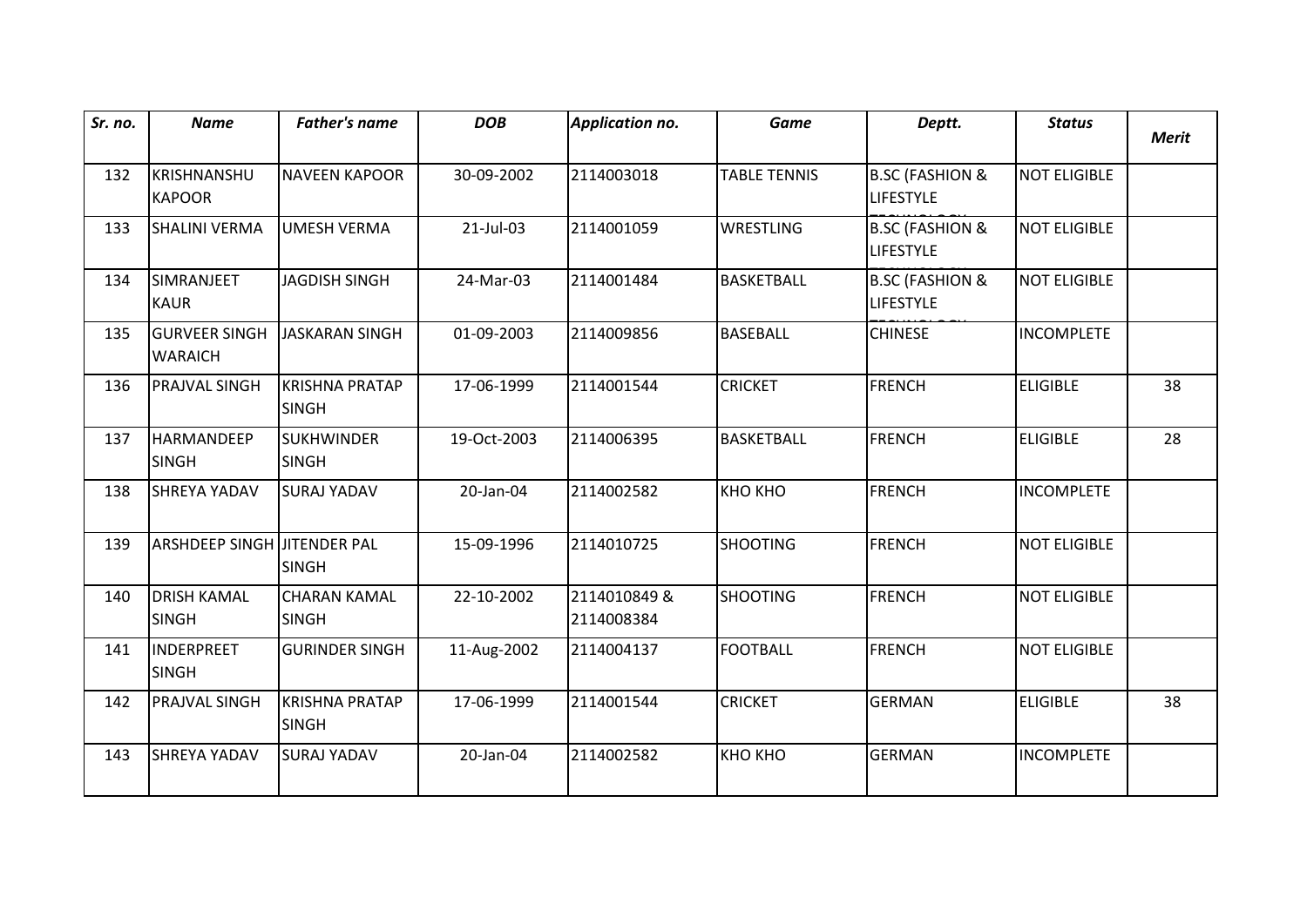| *Sr. no.* | *Name* | *Father's name* | *DOB* | *Application no.* | *Game* | *Deptt.* | *Status* | *Merit* |
|---|---|---|---|---|---|---|---|---|
| 132 | KRISHNANSHU KAPOOR | NAVEEN KAPOOR | 30-09-2002 | 2114003018 | TABLE TENNIS | B.SC (FASHION & LIFESTYLE TECHNOLOGY | NOT ELIGIBLE | |
| 133 | SHALINI VERMA | UMESH VERMA | 21-Jul-03 | 2114001059 | WRESTLING | B.SC (FASHION & LIFESTYLE TECHNOLOGY | NOT ELIGIBLE | |
| 134 | SIMRANJEET KAUR | JAGDISH SINGH | 24-Mar-03 | 2114001484 | BASKETBALL | B.SC (FASHION & LIFESTYLE TECHNOLOGY | NOT ELIGIBLE | |
| 135 | GURVEER SINGH WARAICH | JASKARAN SINGH | 01-09-2003 | 2114009856 | BASEBALL | CHINESE | INCOMPLETE | |
| 136 | PRAJVAL SINGH | KRISHNA PRATAP SINGH | 17-06-1999 | 2114001544 | CRICKET | FRENCH | ELIGIBLE | 38 |
| 137 | HARMANDEEP SINGH | SUKHWINDER SINGH | 19-Oct-2003 | 2114006395 | BASKETBALL | FRENCH | ELIGIBLE | 28 |
| 138 | SHREYA YADAV | SURAJ YADAV | 20-Jan-04 | 2114002582 | KHO KHO | FRENCH | INCOMPLETE | |
| 139 | ARSHDEEP SINGH | JITENDER PAL SINGH | 15-09-1996 | 2114010725 | SHOOTING | FRENCH | NOT ELIGIBLE | |
| 140 | DRISH KAMAL SINGH | CHARAN KAMAL SINGH | 22-10-2002 | 2114010849 & 2114008384 | SHOOTING | FRENCH | NOT ELIGIBLE | |
| 141 | INDERPREET SINGH | GURINDER SINGH | 11-Aug-2002 | 2114004137 | FOOTBALL | FRENCH | NOT ELIGIBLE | |
| 142 | PRAJVAL SINGH | KRISHNA PRATAP SINGH | 17-06-1999 | 2114001544 | CRICKET | GERMAN | ELIGIBLE | 38 |
| 143 | SHREYA YADAV | SURAJ YADAV | 20-Jan-04 | 2114002582 | KHO KHO | GERMAN | INCOMPLETE | |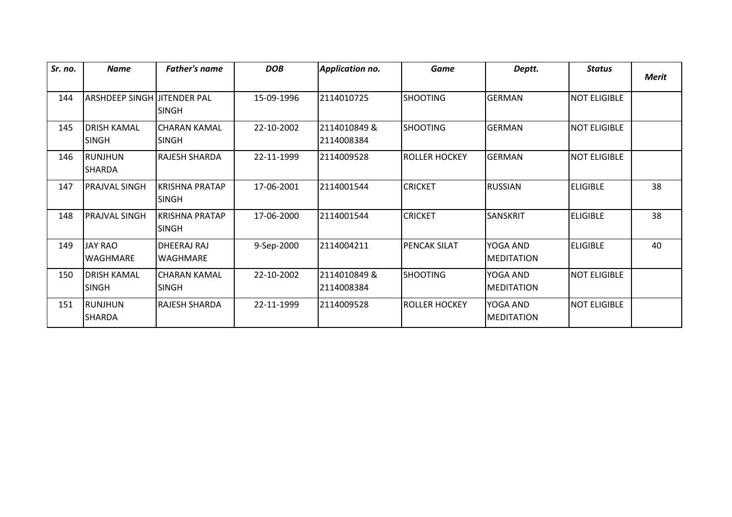| *Sr. no.* | *Name* | *Father's name* | *DOB* | *Application no.* | *Game* | *Deptt.* | *Status* | *Merit* |
|---|---|---|---|---|---|---|---|---|
| 144 | ARSHDEEP SINGH | JITENDER PAL SINGH | 15-09-1996 | 2114010725 | SHOOTING | GERMAN | NOT ELIGIBLE | |
| 145 | DRISH KAMAL SINGH | CHARAN KAMAL SINGH | 22-10-2002 | 2114010849 & 2114008384 | SHOOTING | GERMAN | NOT ELIGIBLE | |
| 146 | RUNJHUN SHARDA | RAJESH SHARDA | 22-11-1999 | 2114009528 | ROLLER HOCKEY | GERMAN | NOT ELIGIBLE | |
| 147 | PRAJVAL SINGH | KRISHNA PRATAP SINGH | 17-06-2001 | 2114001544 | CRICKET | RUSSIAN | ELIGIBLE | 38 |
| 148 | PRAJVAL SINGH | KRISHNA PRATAP SINGH | 17-06-2000 | 2114001544 | CRICKET | SANSKRIT | ELIGIBLE | 38 |
| 149 | JAY RAO WAGHMARE | DHEERAJ RAJ WAGHMARE | 9-Sep-2000 | 2114004211 | PENCAK SILAT | YOGA AND MEDITATION | ELIGIBLE | 40 |
| 150 | DRISH KAMAL SINGH | CHARAN KAMAL SINGH | 22-10-2002 | 2114010849 & 2114008384 | SHOOTING | YOGA AND MEDITATION | NOT ELIGIBLE | |
| 151 | RUNJHUN SHARDA | RAJESH SHARDA | 22-11-1999 | 2114009528 | ROLLER HOCKEY | YOGA AND MEDITATION | NOT ELIGIBLE | |